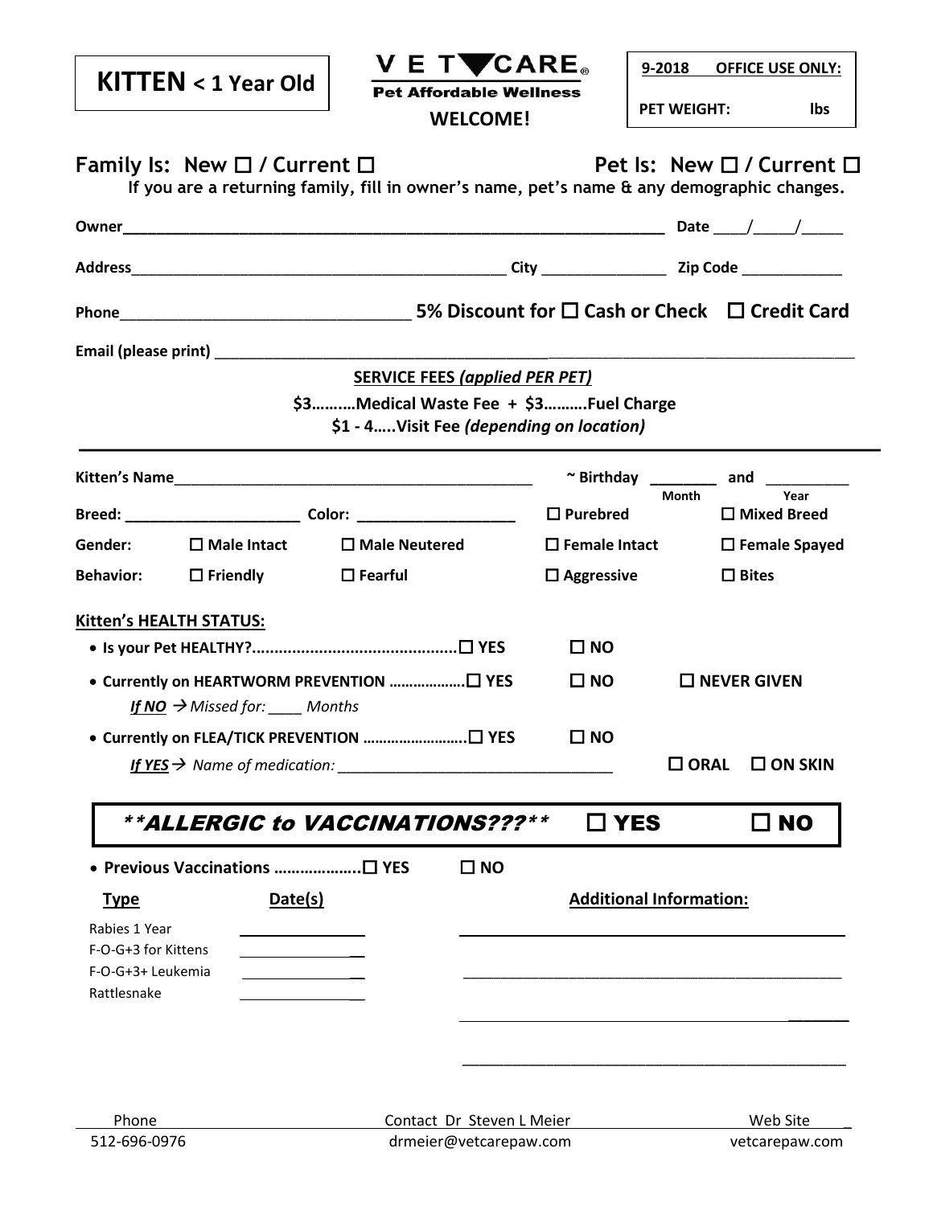**KITTEN < 1 Year Old**

**VET CARE®**
**Pet Affordable Wellness**
**WELCOME!**

| 9-2018 OFFICE USE ONLY: |
|---|
| PET WEIGHT: lbs |

**Family Is: New ☐ / Current ☐** **Pet Is: New ☐ / Current ☐**

**If you are a returning family, fill in owner's name, pet's name & any demographic changes.**

**Owner**_______________________________________________ **Date** ____/_____/_____

**Address**_______________________________________________ **City** _______________ **Zip Code** ____________

**Phone**_________________________________ **5% Discount for ☐ Cash or Check ☐ Credit Card**

**Email (please print)** _______________________________________________

**SERVICE FEES *(applied PER PET)***

**$3……….Medical Waste Fee + $3……….Fuel Charge**

**$1 - 4…..Visit Fee *(depending on location)***

---

**Kitten's Name**_____________________________________________ **~ Birthday** ________ **and** __________
Month Year

**Breed:** _____________________ **Color:** ___________________ **☐ Purebred** **☐ Mixed Breed**

**Gender:** **☐ Male Intact** **☐ Male Neutered** **☐ Female Intact** **☐ Female Spayed**

**Behavior:** **☐ Friendly** **☐ Fearful** **☐ Aggressive** **☐ Bites**

**Kitten's HEALTH STATUS:**

- **Is your Pet HEALTHY?..............................................☐ YES** **☐ NO**
- **Currently on HEARTWORM PREVENTION ……………….☐ YES** **☐ NO** **☐ NEVER GIVEN**
  ***If NO*** → *Missed for: ____ Months*
- **Currently on FLEA/TICK PREVENTION …………………….☐ YES** **☐ NO**
  ***If YES*** → *Name of medication:* ______________________________ **☐ ORAL** **☐ ON SKIN**

***\*\*ALLERGIC to VACCINATIONS???\*\**** **☐ YES** **☐ NO**

- **Previous Vaccinations ………………..☐ YES** **☐ NO**

| **Type** | **Date(s)** | **Additional Information:** |
|---|---|---|
| Rabies 1 Year | | |
| F-O-G+3 for Kittens | | |
| F-O-G+3+ Leukemia | | |
| Rattlesnake | | |

| Phone | Contact Dr Steven L Meier | Web Site |
|---|---|---|
| 512-696-0976 | drmeier@vetcarepaw.com | vetcarepaw.com |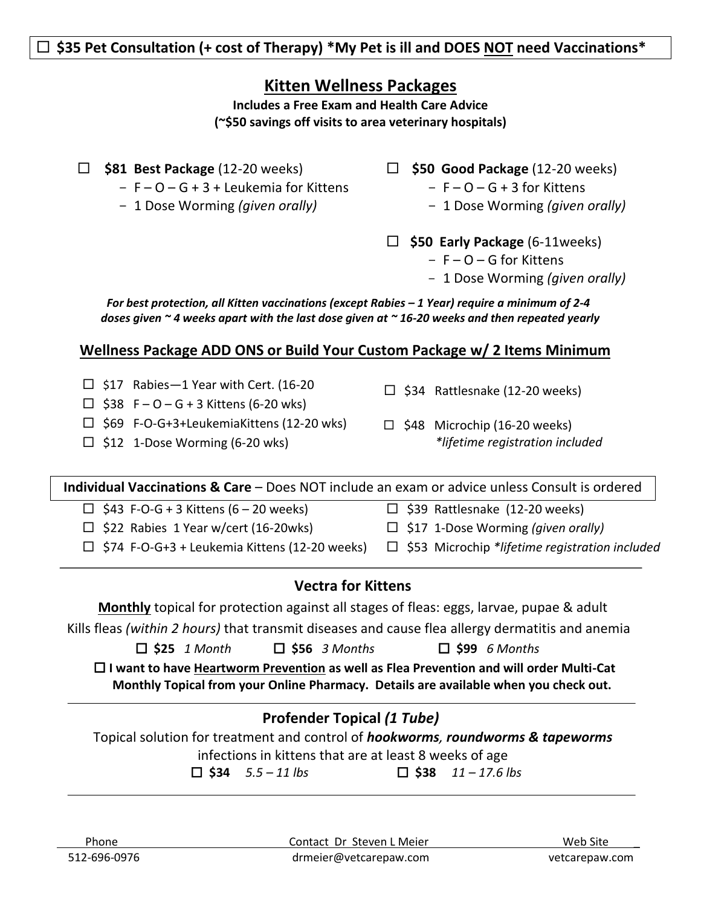☐ **$35 Pet Consultation (+ cost of Therapy) *My Pet is ill and DOES NOT need Vaccinations***

## Kitten Wellness Packages

**Includes a Free Exam and Health Care Advice**
**(~$50 savings off visits to area veterinary hospitals)**

☐ **$81 Best Package** (12-20 weeks)
- F – O – G + 3 + Leukemia for Kittens
- 1 Dose Worming *(given orally)*

☐ **$50 Good Package** (12-20 weeks)
- F – O – G + 3 for Kittens
- 1 Dose Worming *(given orally)*

☐ **$50 Early Package** (6-11weeks)
- F – O – G for Kittens
- 1 Dose Worming *(given orally)*

***For best protection, all Kitten vaccinations (except Rabies – 1 Year) require a minimum of 2-4 doses given ~ 4 weeks apart with the last dose given at ~ 16-20 weeks and then repeated yearly***

### Wellness Package ADD ONS or Build Your Custom Package w/ 2 Items Minimum

☐ $17 Rabies—1 Year with Cert. (16-20
☐ $38 F – O – G + 3 Kittens (6-20 wks)
☐ $69 F-O-G+3+LeukemiaKittens (12-20 wks)
☐ $12 1-Dose Worming (6-20 wks)
☐ $34 Rattlesnake (12-20 weeks)
☐ $48 Microchip (16-20 weeks) *\*lifetime registration included*

**Individual Vaccinations & Care** – Does NOT include an exam or advice unless Consult is ordered

☐ $43 F-O-G + 3 Kittens (6 – 20 weeks)
☐ $22 Rabies 1 Year w/cert (16-20wks)
☐ $74 F-O-G+3 + Leukemia Kittens (12-20 weeks)
☐ $39 Rattlesnake (12-20 weeks)
☐ $17 1-Dose Worming *(given orally)*
☐ $53 Microchip *\*lifetime registration included*

### Vectra for Kittens

**Monthly** topical for protection against all stages of fleas: eggs, larvae, pupae & adult

Kills fleas *(within 2 hours)* that transmit diseases and cause flea allergy dermatitis and anemia

☐ **$25** *1 Month* ☐ **$56** *3 Months* ☐ **$99** *6 Months*

☐ **I want to have Heartworm Prevention as well as Flea Prevention and will order Multi-Cat Monthly Topical from your Online Pharmacy. Details are available when you check out.**

### Profender Topical *(1 Tube)*

Topical solution for treatment and control of ***hookworms, roundworms & tapeworms*** infections in kittens that are at least 8 weeks of age

☐ **$34** *5.5 – 11 lbs* ☐ **$38** *11 – 17.6 lbs*

| Phone | Contact Dr Steven L Meier | Web Site |
|---|---|---|
| 512-696-0976 | drmeier@vetcarepaw.com | vetcarepaw.com |